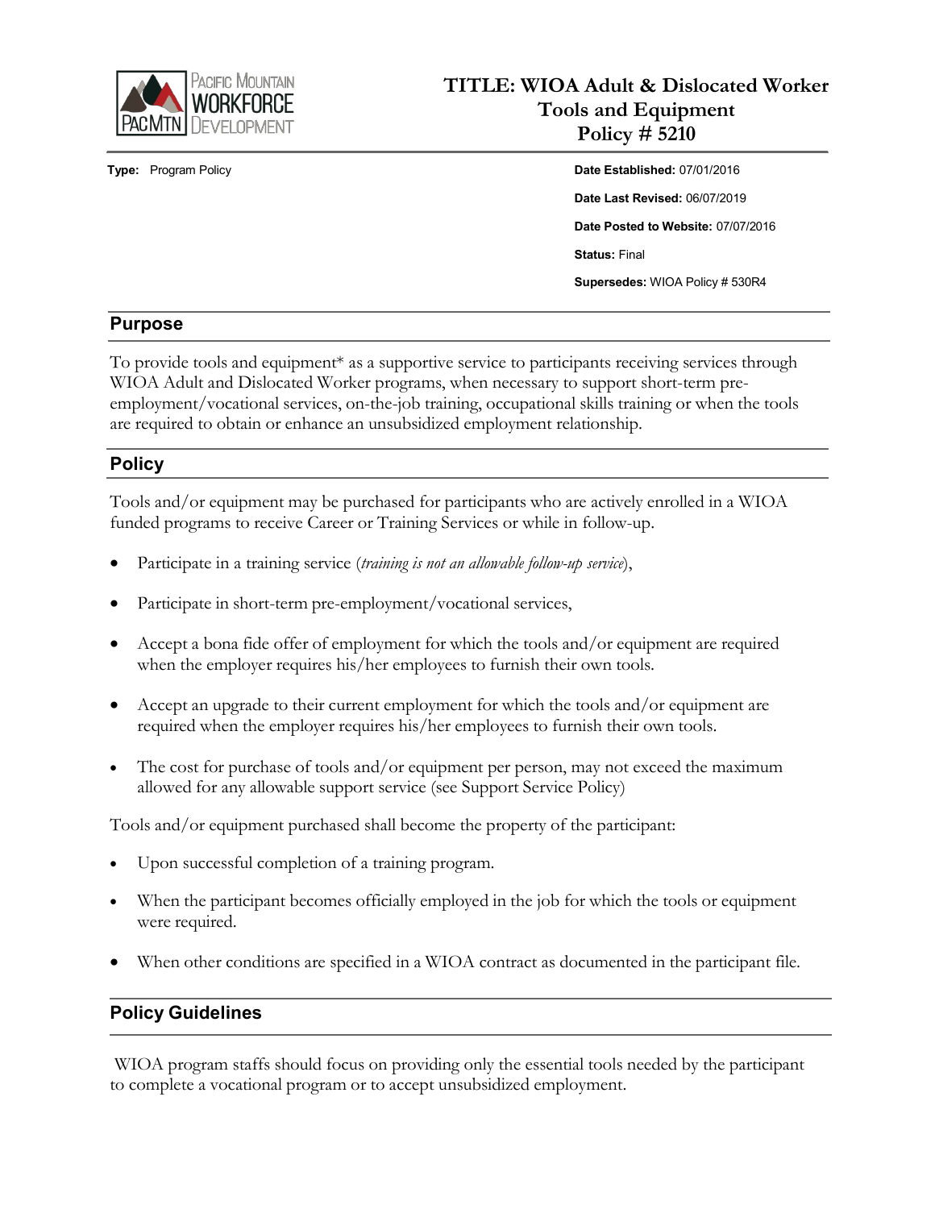# TITLE: WIOA Adult & Dislocated Worker Tools and Equipment Policy # 5210

**Type:** Program Policy

**Date Established:** 07/01/2016

**Date Last Revised:** 06/07/2019

**Date Posted to Website:** 07/07/2016

**Status:** Final

**Supersedes:** WIOA Policy # 530R4

## Purpose

To provide tools and equipment* as a supportive service to participants receiving services through WIOA Adult and Dislocated Worker programs, when necessary to support short-term pre-employment/vocational services, on-the-job training, occupational skills training or when the tools are required to obtain or enhance an unsubsidized employment relationship.

## Policy

Tools and/or equipment may be purchased for participants who are actively enrolled in a WIOA funded programs to receive Career or Training Services or while in follow-up.

- Participate in a training service (*training is not an allowable follow-up service*),
- Participate in short-term pre-employment/vocational services,
- Accept a bona fide offer of employment for which the tools and/or equipment are required when the employer requires his/her employees to furnish their own tools.
- Accept an upgrade to their current employment for which the tools and/or equipment are required when the employer requires his/her employees to furnish their own tools.
- The cost for purchase of tools and/or equipment per person, may not exceed the maximum allowed for any allowable support service (see Support Service Policy)

Tools and/or equipment purchased shall become the property of the participant:

- Upon successful completion of a training program.
- When the participant becomes officially employed in the job for which the tools or equipment were required.
- When other conditions are specified in a WIOA contract as documented in the participant file.

## Policy Guidelines

WIOA program staffs should focus on providing only the essential tools needed by the participant to complete a vocational program or to accept unsubsidized employment.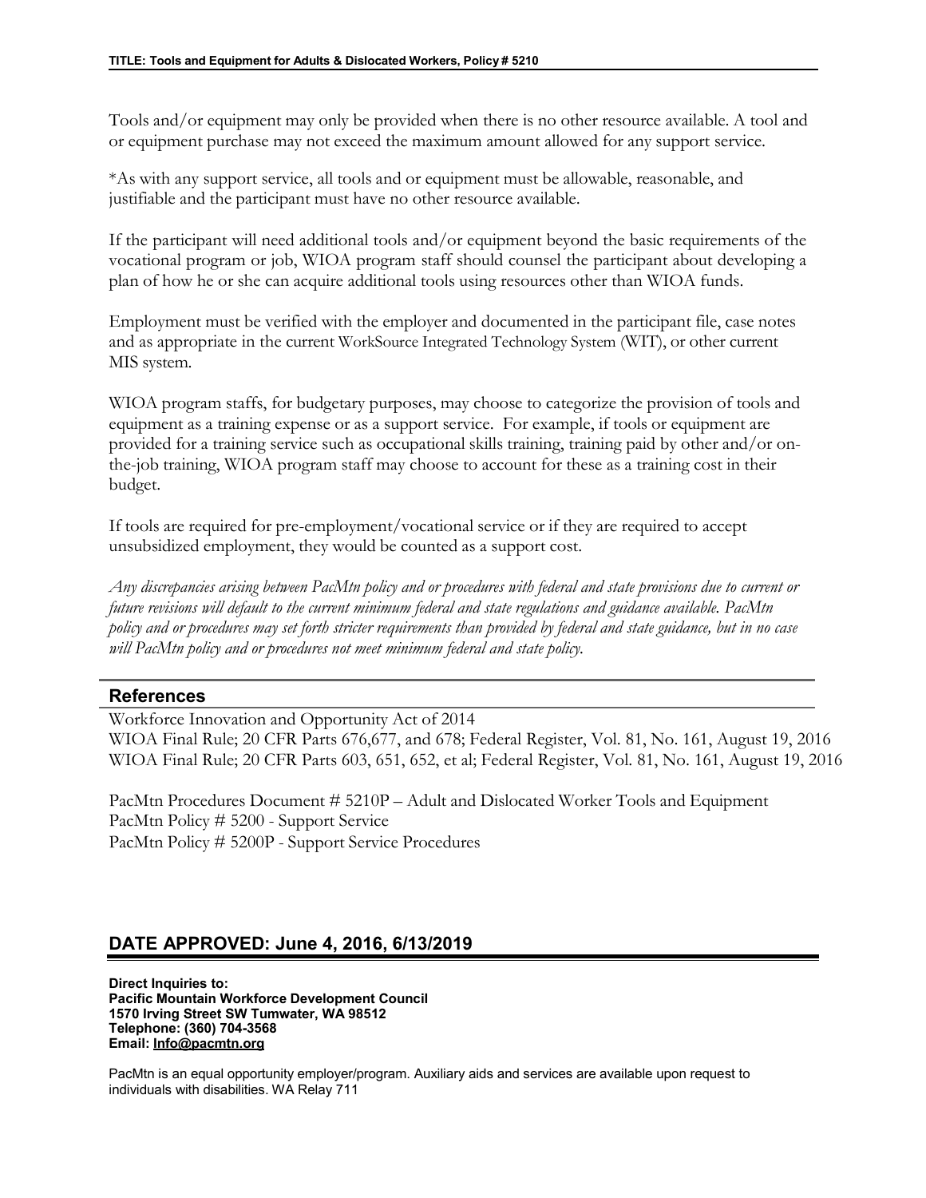Tools and/or equipment may only be provided when there is no other resource available. A tool and or equipment purchase may not exceed the maximum amount allowed for any support service.

*As with any support service, all tools and or equipment must be allowable, reasonable, and justifiable and the participant must have no other resource available.

If the participant will need additional tools and/or equipment beyond the basic requirements of the vocational program or job, WIOA program staff should counsel the participant about developing a plan of how he or she can acquire additional tools using resources other than WIOA funds.

Employment must be verified with the employer and documented in the participant file, case notes and as appropriate in the current WorkSource Integrated Technology System (WIT), or other current MIS system.

WIOA program staffs, for budgetary purposes, may choose to categorize the provision of tools and equipment as a training expense or as a support service. For example, if tools or equipment are provided for a training service such as occupational skills training, training paid by other and/or on-the-job training, WIOA program staff may choose to account for these as a training cost in their budget.

If tools are required for pre-employment/vocational service or if they are required to accept unsubsidized employment, they would be counted as a support cost.

*Any discrepancies arising between PacMtn policy and or procedures with federal and state provisions due to current or future revisions will default to the current minimum federal and state regulations and guidance available. PacMtn policy and or procedures may set forth stricter requirements than provided by federal and state guidance, but in no case will PacMtn policy and or procedures not meet minimum federal and state policy.*

## References

Workforce Innovation and Opportunity Act of 2014
WIOA Final Rule; 20 CFR Parts 676,677, and 678; Federal Register, Vol. 81, No. 161, August 19, 2016
WIOA Final Rule; 20 CFR Parts 603, 651, 652, et al; Federal Register, Vol. 81, No. 161, August 19, 2016

PacMtn Procedures Document # 5210P – Adult and Dislocated Worker Tools and Equipment
PacMtn Policy # 5200 - Support Service
PacMtn Policy # 5200P - Support Service Procedures

## DATE APPROVED: June 4, 2016, 6/13/2019

**Direct Inquiries to:**
**Pacific Mountain Workforce Development Council**
**1570 Irving Street SW Tumwater, WA 98512**
**Telephone: (360) 704-3568**
**Email: Info@pacmtn.org**

PacMtn is an equal opportunity employer/program. Auxiliary aids and services are available upon request to individuals with disabilities. WA Relay 711